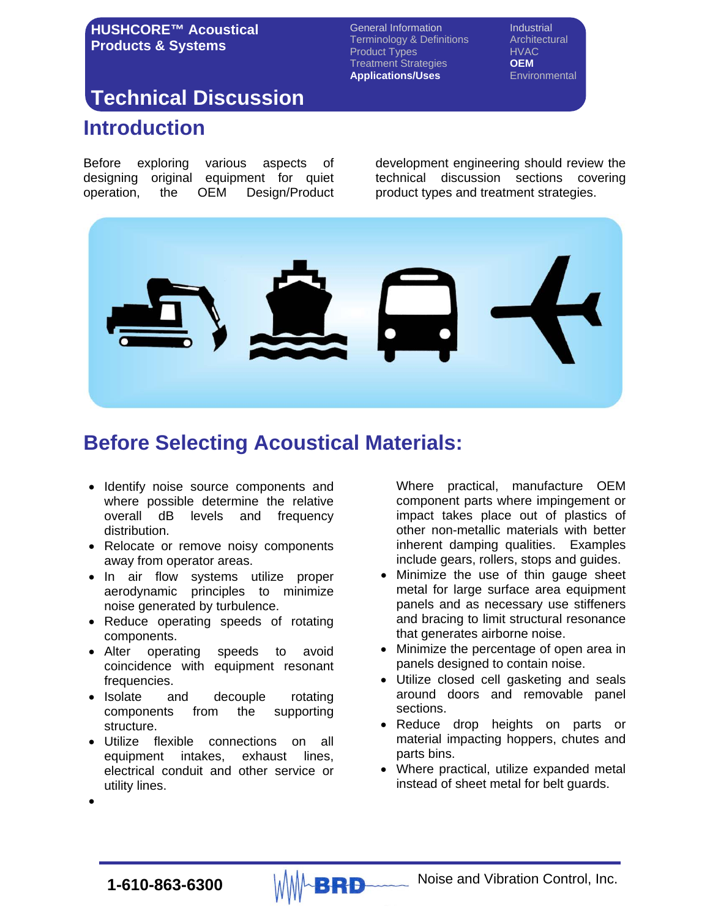**HUSHCORE™ Acoustical Products & Systems**

General Information
Terminology & Definitions
Product Types
Treatment Strategies
**Applications/Uses**

Industrial
Architectural
HVAC
**OEM**
Environmental

# Technical Discussion

## Introduction

Before exploring various aspects of designing original equipment for quiet operation, the OEM Design/Product development engineering should review the technical discussion sections covering product types and treatment strategies.

## Before Selecting Acoustical Materials:

- Identify noise source components and where possible determine the relative overall dB levels and frequency distribution.
- Relocate or remove noisy components away from operator areas.
- In air flow systems utilize proper aerodynamic principles to minimize noise generated by turbulence.
- Reduce operating speeds of rotating components.
- Alter operating speeds to avoid coincidence with equipment resonant frequencies.
- Isolate and decouple rotating components from the supporting structure.
- Utilize flexible connections on all equipment intakes, exhaust lines, electrical conduit and other service or utility lines.
- Where practical, manufacture OEM component parts where impingement or impact takes place out of plastics of other non-metallic materials with better inherent damping qualities. Examples include gears, rollers, stops and guides.
- Minimize the use of thin gauge sheet metal for large surface area equipment panels and as necessary use stiffeners and bracing to limit structural resonance that generates airborne noise.
- Minimize the percentage of open area in panels designed to contain noise.
- Utilize closed cell gasketing and seals around doors and removable panel sections.
- Reduce drop heights on parts or material impacting hoppers, chutes and parts bins.
- Where practical, utilize expanded metal instead of sheet metal for belt guards.

1-610-863-6300 BRD Noise and Vibration Control, Inc.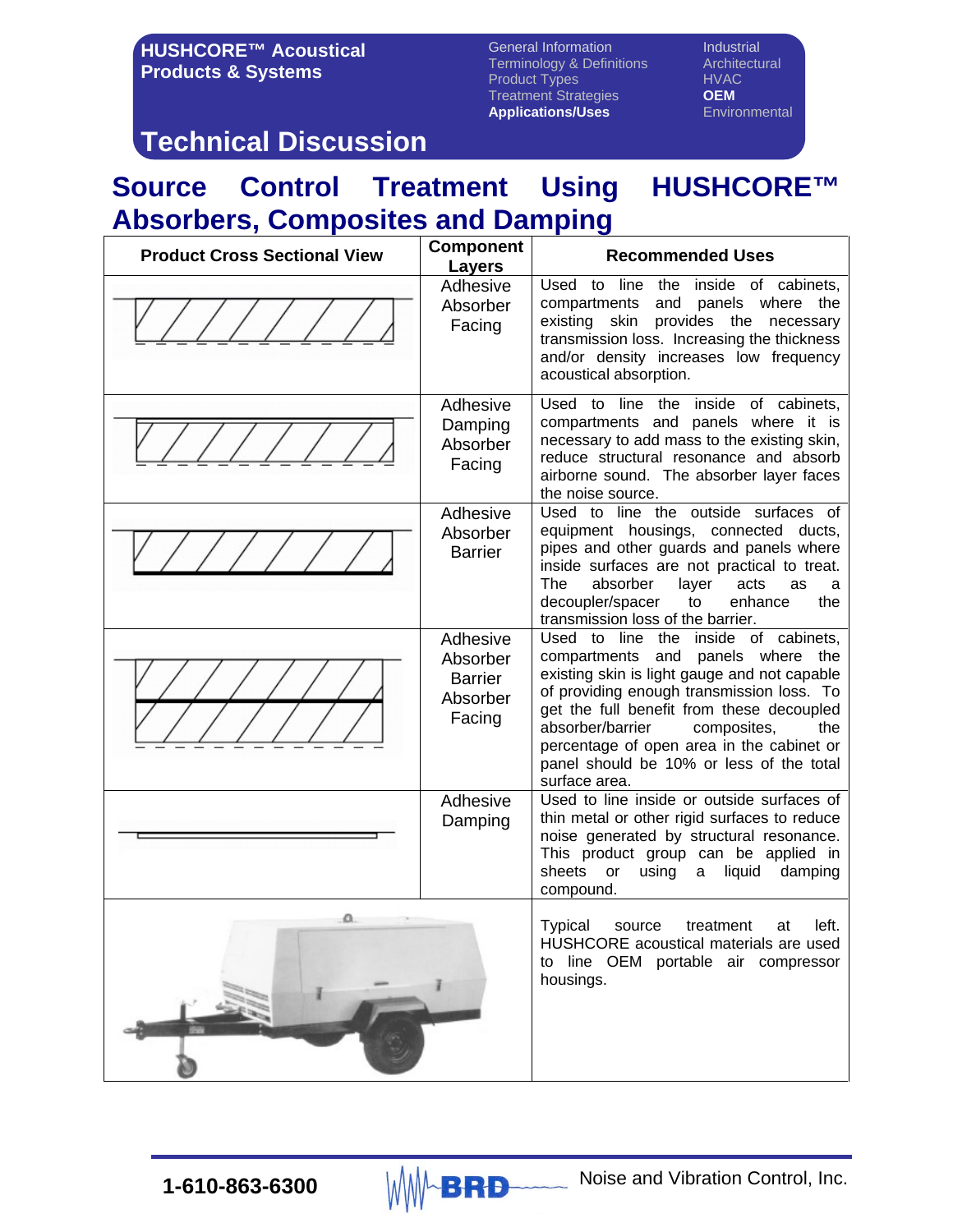# Technical Discussion

## Source Control Treatment Using HUSHCORE™ Absorbers, Composites and Damping

| Product Cross Sectional View | Component Layers | Recommended Uses |
|---|---|---|
| | Adhesive<br>Absorber<br>Facing | Used to line the inside of cabinets, compartments and panels where the existing skin provides the necessary transmission loss. Increasing the thickness and/or density increases low frequency acoustical absorption. |
| | Adhesive<br>Damping<br>Absorber<br>Facing | Used to line the inside of cabinets, compartments and panels where it is necessary to add mass to the existing skin, reduce structural resonance and absorb airborne sound. The absorber layer faces the noise source. |
| | Adhesive<br>Absorber<br>Barrier | Used to line the outside surfaces of equipment housings, connected ducts, pipes and other guards and panels where inside surfaces are not practical to treat. The absorber layer acts as a decoupler/spacer to enhance the transmission loss of the barrier. |
| | Adhesive<br>Absorber<br>Barrier<br>Absorber<br>Facing | Used to line the inside of cabinets, compartments and panels where the existing skin is light gauge and not capable of providing enough transmission loss. To get the full benefit from these decoupled absorber/barrier composites, the percentage of open area in the cabinet or panel should be 10% or less of the total surface area. |
| | Adhesive<br>Damping | Used to line inside or outside surfaces of thin metal or other rigid surfaces to reduce noise generated by structural resonance. This product group can be applied in sheets or using a liquid damping compound. |
| | | Typical source treatment at left. HUSHCORE acoustical materials are used to line OEM portable air compressor housings. |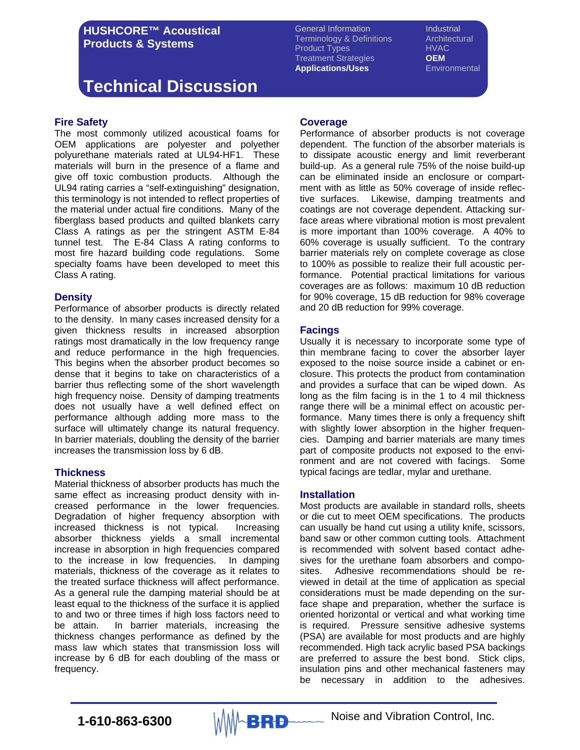## HUSHCORE™ Acoustical Products & Systems

# Technical Discussion

### Fire Safety

The most commonly utilized acoustical foams for OEM applications are polyester and polyether polyurethane materials rated at UL94-HF1. These materials will burn in the presence of a flame and give off toxic combustion products. Although the UL94 rating carries a "self-extinguishing" designation, this terminology is not intended to reflect properties of the material under actual fire conditions. Many of the fiberglass based products and quilted blankets carry Class A ratings as per the stringent ASTM E-84 tunnel test. The E-84 Class A rating conforms to most fire hazard building code regulations. Some specialty foams have been developed to meet this Class A rating.

### Density

Performance of absorber products is directly related to the density. In many cases increased density for a given thickness results in increased absorption ratings most dramatically in the low frequency range and reduce performance in the high frequencies. This begins when the absorber product becomes so dense that it begins to take on characteristics of a barrier thus reflecting some of the short wavelength high frequency noise. Density of damping treatments does not usually have a well defined effect on performance although adding more mass to the surface will ultimately change its natural frequency. In barrier materials, doubling the density of the barrier increases the transmission loss by 6 dB.

### Thickness

Material thickness of absorber products has much the same effect as increasing product density with increased performance in the lower frequencies. Degradation of higher frequency absorption with increased thickness is not typical. Increasing absorber thickness yields a small incremental increase in absorption in high frequencies compared to the increase in low frequencies. In damping materials, thickness of the coverage as it relates to the treated surface thickness will affect performance. As a general rule the damping material should be at least equal to the thickness of the surface it is applied to and two or three times if high loss factors need to be attain. In barrier materials, increasing the thickness changes performance as defined by the mass law which states that transmission loss will increase by 6 dB for each doubling of the mass or frequency.

### Coverage

Performance of absorber products is not coverage dependent. The function of the absorber materials is to dissipate acoustic energy and limit reverberant build-up. As a general rule 75% of the noise build-up can be eliminated inside an enclosure or compartment with as little as 50% coverage of inside reflective surfaces. Likewise, damping treatments and coatings are not coverage dependent. Attacking surface areas where vibrational motion is most prevalent is more important than 100% coverage. A 40% to 60% coverage is usually sufficient. To the contrary barrier materials rely on complete coverage as close to 100% as possible to realize their full acoustic performance. Potential practical limitations for various coverages are as follows: maximum 10 dB reduction for 90% coverage, 15 dB reduction for 98% coverage and 20 dB reduction for 99% coverage.

### Facings

Usually it is necessary to incorporate some type of thin membrane facing to cover the absorber layer exposed to the noise source inside a cabinet or enclosure. This protects the product from contamination and provides a surface that can be wiped down. As long as the film facing is in the 1 to 4 mil thickness range there will be a minimal effect on acoustic performance. Many times there is only a frequency shift with slightly lower absorption in the higher frequencies. Damping and barrier materials are many times part of composite products not exposed to the environment and are not covered with facings. Some typical facings are tedlar, mylar and urethane.

### Installation

Most products are available in standard rolls, sheets or die cut to meet OEM specifications. The products can usually be hand cut using a utility knife, scissors, band saw or other common cutting tools. Attachment is recommended with solvent based contact adhesives for the urethane foam absorbers and composites. Adhesive recommendations should be reviewed in detail at the time of application as special considerations must be made depending on the surface shape and preparation, whether the surface is oriented horizontal or vertical and what working time is required. Pressure sensitive adhesive systems (PSA) are available for most products and are highly recommended. High tack acrylic based PSA backings are preferred to assure the best bond. Stick clips, insulation pins and other mechanical fasteners may be necessary in addition to the adhesives.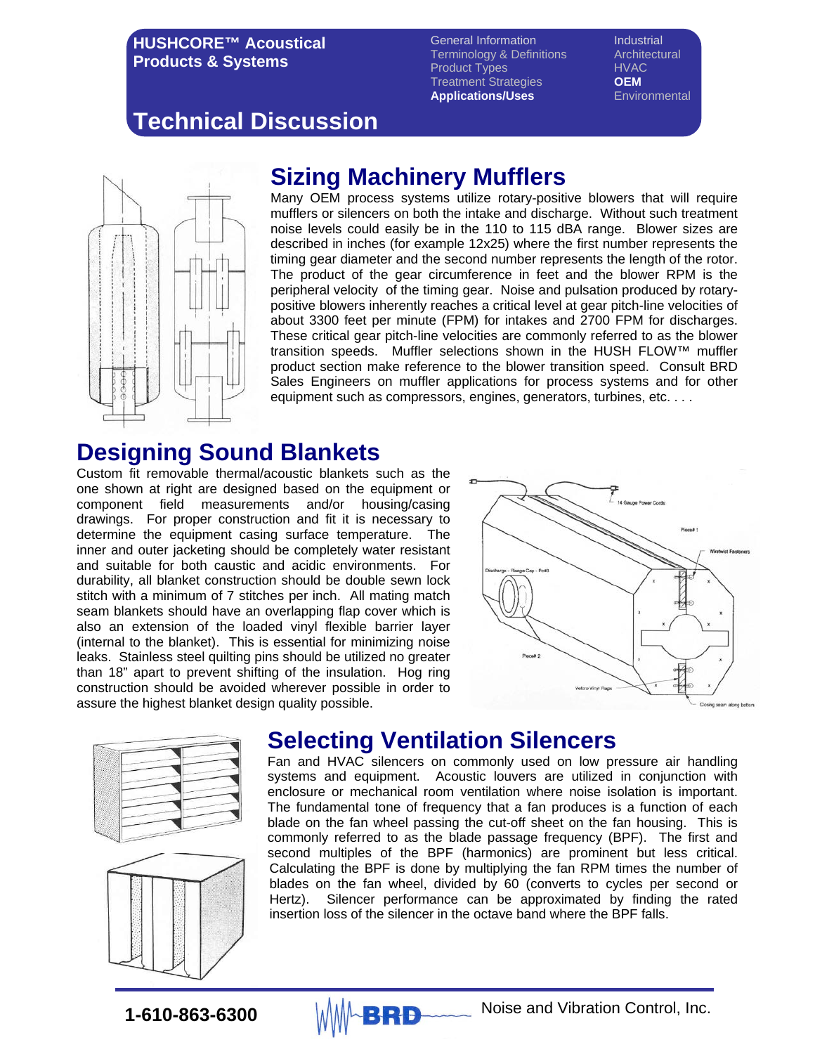HUSHCORE™ Acoustical Products & Systems

General Information
Terminology & Definitions
Product Types
Treatment Strategies
**Applications/Uses**

Industrial
Architectural
HVAC
**OEM**
Environmental

# Technical Discussion

## Sizing Machinery Mufflers

Many OEM process systems utilize rotary-positive blowers that will require mufflers or silencers on both the intake and discharge. Without such treatment noise levels could easily be in the 110 to 115 dBA range. Blower sizes are described in inches (for example 12x25) where the first number represents the timing gear diameter and the second number represents the length of the rotor. The product of the gear circumference in feet and the blower RPM is the peripheral velocity of the timing gear. Noise and pulsation produced by rotary-positive blowers inherently reaches a critical level at gear pitch-line velocities of about 3300 feet per minute (FPM) for intakes and 2700 FPM for discharges. These critical gear pitch-line velocities are commonly referred to as the blower transition speeds. Muffler selections shown in the HUSH FLOW™ muffler product section make reference to the blower transition speed. Consult BRD Sales Engineers on muffler applications for process systems and for other equipment such as compressors, engines, generators, turbines, etc. . . .

## Designing Sound Blankets

Custom fit removable thermal/acoustic blankets such as the one shown at right are designed based on the equipment or component field measurements and/or housing/casing drawings. For proper construction and fit it is necessary to determine the equipment casing surface temperature. The inner and outer jacketing should be completely water resistant and suitable for both caustic and acidic environments. For durability, all blanket construction should be double sewn lock stitch with a minimum of 7 stitches per inch. All mating match seam blankets should have an overlapping flap cover which is also an extension of the loaded vinyl flexible barrier layer (internal to the blanket). This is essential for minimizing noise leaks. Stainless steel quilting pins should be utilized no greater than 18" apart to prevent shifting of the insulation. Hog ring construction should be avoided wherever possible in order to assure the highest blanket design quality possible.

## Selecting Ventilation Silencers

Fan and HVAC silencers on commonly used on low pressure air handling systems and equipment. Acoustic louvers are utilized in conjunction with enclosure or mechanical room ventilation where noise isolation is important. The fundamental tone of frequency that a fan produces is a function of each blade on the fan wheel passing the cut-off sheet on the fan housing. This is commonly referred to as the blade passage frequency (BPF). The first and second multiples of the BPF (harmonics) are prominent but less critical. Calculating the BPF is done by multiplying the fan RPM times the number of blades on the fan wheel, divided by 60 (converts to cycles per second or Hertz). Silencer performance can be approximated by finding the rated insertion loss of the silencer in the octave band where the BPF falls.

1-610-863-6300 BRD Noise and Vibration Control, Inc.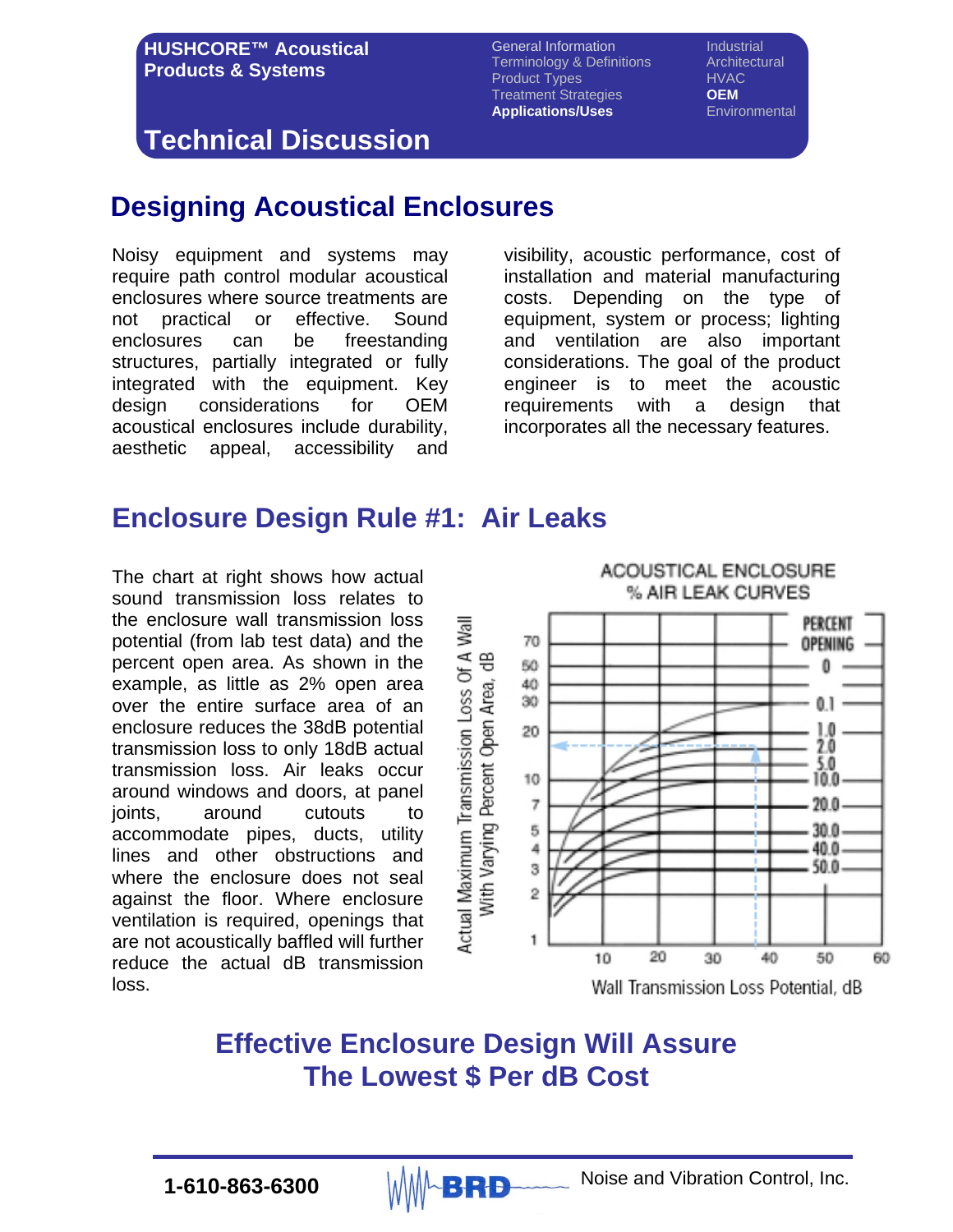## Technical Discussion

# Designing Acoustical Enclosures

Noisy equipment and systems may require path control modular acoustical enclosures where source treatments are not practical or effective. Sound enclosures can be freestanding structures, partially integrated or fully integrated with the equipment. Key design considerations for OEM acoustical enclosures include durability, aesthetic appeal, accessibility and visibility, acoustic performance, cost of installation and material manufacturing costs. Depending on the type of equipment, system or process; lighting and ventilation are also important considerations. The goal of the product engineer is to meet the acoustic requirements with a design that incorporates all the necessary features.

## Enclosure Design Rule #1: Air Leaks

The chart at right shows how actual sound transmission loss relates to the enclosure wall transmission loss potential (from lab test data) and the percent open area. As shown in the example, as little as 2% open area over the entire surface area of an enclosure reduces the 38dB potential transmission loss to only 18dB actual transmission loss. Air leaks occur around windows and doors, at panel joints, around cutouts to accommodate pipes, ducts, utility lines and other obstructions and where the enclosure does not seal against the floor. Where enclosure ventilation is required, openings that are not acoustically baffled will further reduce the actual dB transmission loss.

ACOUSTICAL ENCLOSURE % AIR LEAK CURVES

## Effective Enclosure Design Will Assure The Lowest $ Per dB Cost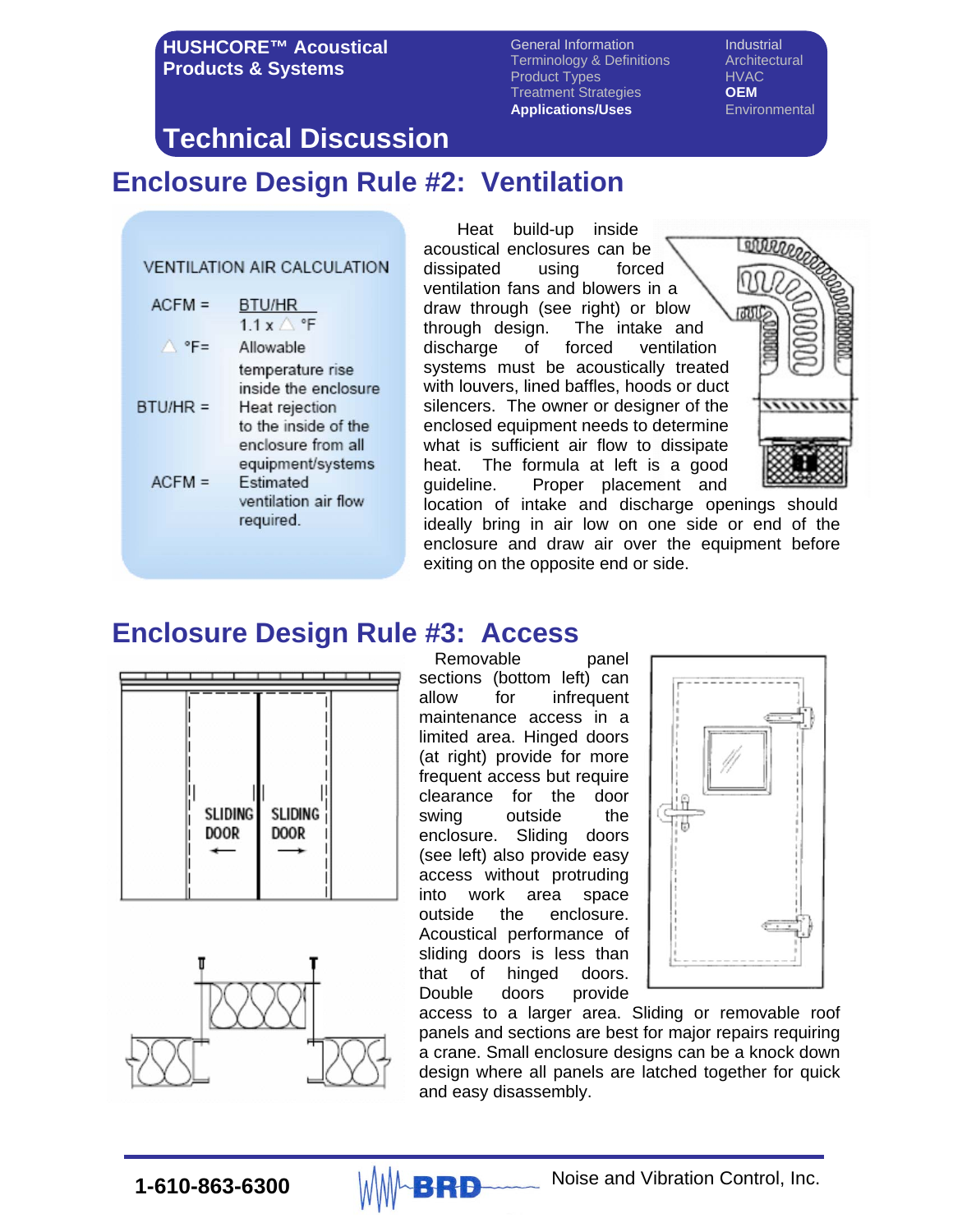HUSHCORE™ Acoustical Products & Systems

General Information
Terminology & Definitions
Product Types
Treatment Strategies
**Applications/Uses**

Industrial
Architectural
HVAC
**OEM**
Environmental

# Technical Discussion

## Enclosure Design Rule #2: Ventilation

VENTILATION AIR CALCULATION

$$ACFM = \frac{BTU/HR}{1.1 \times \Delta °F}$$

$\Delta$ °F = Allowable temperature rise inside the enclosure

BTU/HR = Heat rejection to the inside of the enclosure from all equipment/systems

ACFM = Estimated ventilation air flow required.

Heat build-up inside acoustical enclosures can be dissipated using forced ventilation fans and blowers in a draw through (see right) or blow through design. The intake and discharge of forced ventilation systems must be acoustically treated with louvers, lined baffles, hoods or duct silencers. The owner or designer of the enclosed equipment needs to determine what is sufficient air flow to dissipate heat. The formula at left is a good guideline. Proper placement and location of intake and discharge openings should ideally bring in air low on one side or end of the enclosure and draw air over the equipment before exiting on the opposite end or side.

## Enclosure Design Rule #3: Access

SLIDING DOOR ←

SLIDING DOOR →

Removable panel sections (bottom left) can allow for infrequent maintenance access in a limited area. Hinged doors (at right) provide for more frequent access but require clearance for the door swing outside the enclosure. Sliding doors (see left) also provide easy access without protruding into work area space outside the enclosure. Acoustical performance of sliding doors is less than that of hinged doors. Double doors provide access to a larger area. Sliding or removable roof panels and sections are best for major repairs requiring a crane. Small enclosure designs can be a knock down design where all panels are latched together for quick and easy disassembly.

1-610-863-6300 BRD Noise and Vibration Control, Inc.